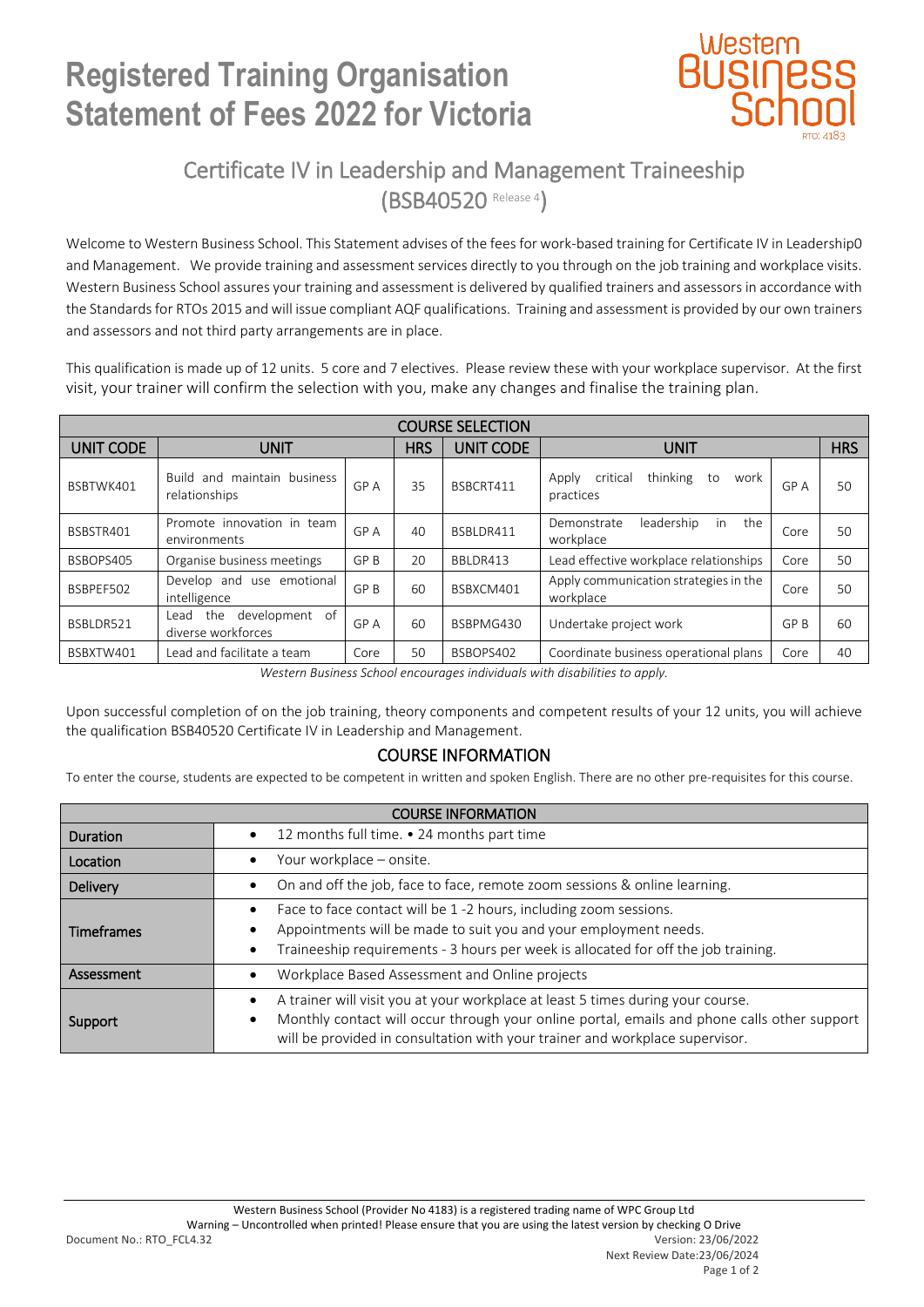# Registered Training Organisation Statement of Fees 2022 for Victoria

Western Business School RTO: 4183

## Certificate IV in Leadership and Management Traineeship (BSB40520 Release 4)

Welcome to Western Business School. This Statement advises of the fees for work-based training for Certificate IV in Leadership0 and Management. We provide training and assessment services directly to you through on the job training and workplace visits. Western Business School assures your training and assessment is delivered by qualified trainers and assessors in accordance with the Standards for RTOs 2015 and will issue compliant AQF qualifications. Training and assessment is provided by our own trainers and assessors and not third party arrangements are in place.

This qualification is made up of 12 units. 5 core and 7 electives. Please review these with your workplace supervisor. At the first visit, your trainer will confirm the selection with you, make any changes and finalise the training plan.

| COURSE SELECTION | | | | | | | |
|---|---|---|---|---|---|---|---|
| UNIT CODE | UNIT | | HRS | UNIT CODE | UNIT | | HRS |
| BSBTWK401 | Build and maintain business relationships | GP A | 35 | BSBCRT411 | Apply critical thinking to work practices | GP A | 50 |
| BSBSTR401 | Promote innovation in team environments | GP A | 40 | BSBLDR411 | Demonstrate leadership in the workplace | Core | 50 |
| BSBOPS405 | Organise business meetings | GP B | 20 | BBLDR413 | Lead effective workplace relationships | Core | 50 |
| BSBPEF502 | Develop and use emotional intelligence | GP B | 60 | BSBXCM401 | Apply communication strategies in the workplace | Core | 50 |
| BSBLDR521 | Lead the development of diverse workforces | GP A | 60 | BSBPMG430 | Undertake project work | GP B | 60 |
| BSBXTW401 | Lead and facilitate a team | Core | 50 | BSBOPS402 | Coordinate business operational plans | Core | 40 |

*Western Business School encourages individuals with disabilities to apply.*

Upon successful completion of on the job training, theory components and competent results of your 12 units, you will achieve the qualification BSB40520 Certificate IV in Leadership and Management.

## COURSE INFORMATION

To enter the course, students are expected to be competent in written and spoken English. There are no other pre-requisites for this course.

| COURSE INFORMATION | |
|---|---|
| Duration | • 12 months full time. • 24 months part time |
| Location | • Your workplace – onsite. |
| Delivery | • On and off the job, face to face, remote zoom sessions & online learning. |
| Timeframes | • Face to face contact will be 1 -2 hours, including zoom sessions.<br>• Appointments will be made to suit you and your employment needs.<br>• Traineeship requirements - 3 hours per week is allocated for off the job training. |
| Assessment | • Workplace Based Assessment and Online projects |
| Support | • A trainer will visit you at your workplace at least 5 times during your course.<br>• Monthly contact will occur through your online portal, emails and phone calls other support will be provided in consultation with your trainer and workplace supervisor. |

Western Business School (Provider No 4183) is a registered trading name of WPC Group Ltd
Warning – Uncontrolled when printed! Please ensure that you are using the latest version by checking O Drive
Document No.: RTO_FCL4.32 Version: 23/06/2022
Next Review Date:23/06/2024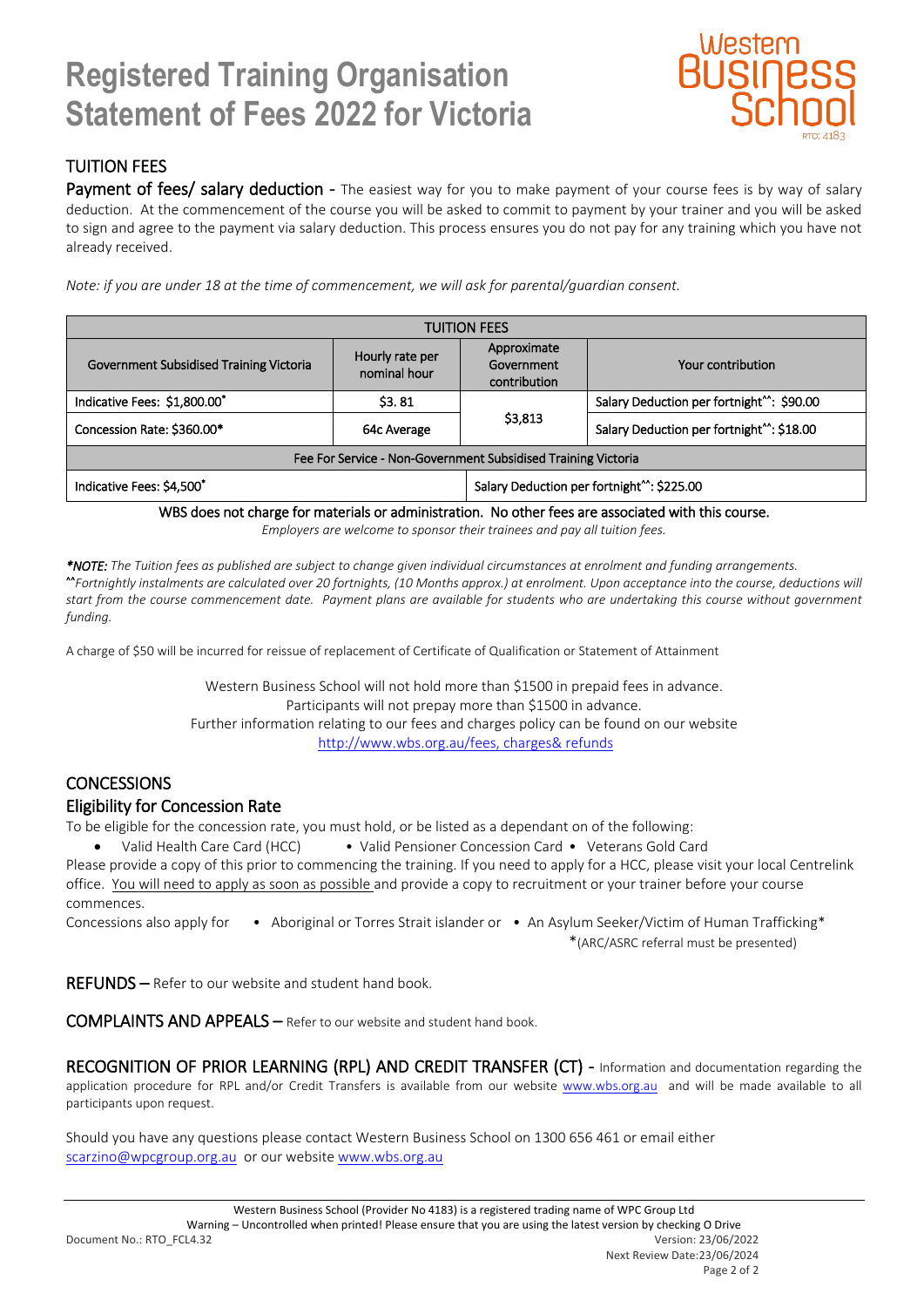# Registered Training Organisation Statement of Fees 2022 for Victoria

Western Business School RTO: 4183

## TUITION FEES

**Payment of fees/ salary deduction** - The easiest way for you to make payment of your course fees is by way of salary deduction. At the commencement of the course you will be asked to commit to payment by your trainer and you will be asked to sign and agree to the payment via salary deduction. This process ensures you do not pay for any training which you have not already received.

*Note: if you are under 18 at the time of commencement, we will ask for parental/guardian consent.*

| TUITION FEES | | | |
|---|---|---|---|
| Government Subsidised Training Victoria | Hourly rate per nominal hour | Approximate Government contribution | Your contribution |
| Indicative Fees: $1,800.00* | $3. 81 | $3,813 | Salary Deduction per fortnight^^: $90.00 |
| Concession Rate: $360.00* | 64c Average | | Salary Deduction per fortnight^^: $18.00 |
| Fee For Service - Non-Government Subsidised Training Victoria | | | |
| Indicative Fees: $4,500* | | Salary Deduction per fortnight^^: $225.00 | |

WBS does not charge for materials or administration. No other fees are associated with this course.

*Employers are welcome to sponsor their trainees and pay all tuition fees.*

****NOTE:*** *The Tuition fees as published are subject to change given individual circumstances at enrolment and funding arrangements.*
*^^Fortnightly instalments are calculated over 20 fortnights, (10 Months approx.) at enrolment. Upon acceptance into the course, deductions will start from the course commencement date. Payment plans are available for students who are undertaking this course without government funding.*

A charge of $50 will be incurred for reissue of replacement of Certificate of Qualification or Statement of Attainment

Western Business School will not hold more than $1500 in prepaid fees in advance.
Participants will not prepay more than $1500 in advance.
Further information relating to our fees and charges policy can be found on our website
http://www.wbs.org.au/fees, charges& refunds

## CONCESSIONS

### Eligibility for Concession Rate

To be eligible for the concession rate, you must hold, or be listed as a dependant on of the following:

- Valid Health Care Card (HCC)
- Valid Pensioner Concession Card
- Veterans Gold Card

Please provide a copy of this prior to commencing the training. If you need to apply for a HCC, please visit your local Centrelink office. You will need to apply as soon as possible and provide a copy to recruitment or your trainer before your course commences.

Concessions also apply for

- Aboriginal or Torres Strait islander or
- An Asylum Seeker/Victim of Human Trafficking*

*(ARC/ASRC referral must be presented)

**REFUNDS** – Refer to our website and student hand book.

**COMPLAINTS AND APPEALS** – Refer to our website and student hand book.

**RECOGNITION OF PRIOR LEARNING (RPL) AND CREDIT TRANSFER (CT)** - Information and documentation regarding the application procedure for RPL and/or Credit Transfers is available from our website www.wbs.org.au and will be made available to all participants upon request.

Should you have any questions please contact Western Business School on 1300 656 461 or email either scarzino@wpcgroup.org.au or our website www.wbs.org.au

Western Business School (Provider No 4183) is a registered trading name of WPC Group Ltd
Warning – Uncontrolled when printed! Please ensure that you are using the latest version by checking O Drive
Document No.: RTO_FCL4.32
Version: 23/06/2022
Next Review Date:23/06/2024